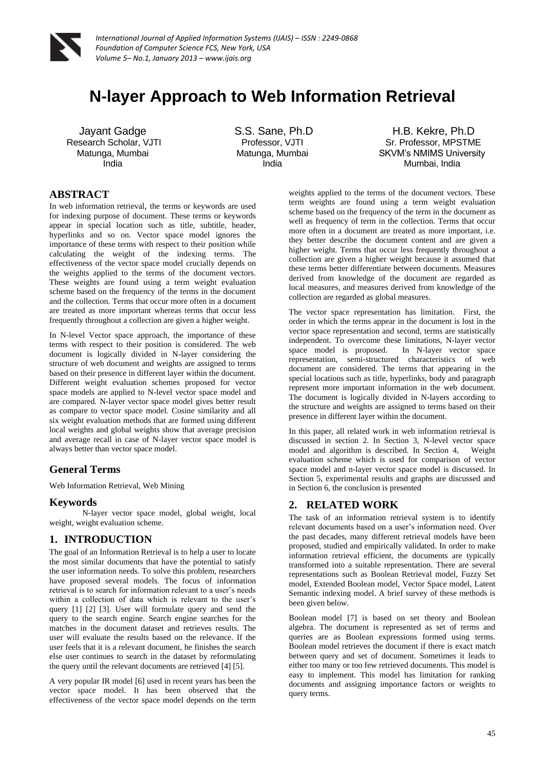# N-layer Approach to Web Information Retrieval

Jayant Gadge
Research Scholar, VJTI
Matunga, Mumbai
India

S.S. Sane, Ph.D
Professor, VJTI
Matunga, Mumbai
India

H.B. Kekre, Ph.D
Sr. Professor, MPSTME
SKVM's NMIMS University
Mumbai, India

## ABSTRACT

In web information retrieval, the terms or keywords are used for indexing purpose of document. These terms or keywords appear in special location such as title, subtitle, header, hyperlinks and so on. Vector space model ignores the importance of these terms with respect to their position while calculating the weight of the indexing terms. The effectiveness of the vector space model crucially depends on the weights applied to the terms of the document vectors. These weights are found using a term weight evaluation scheme based on the frequency of the terms in the document and the collection. Terms that occur more often in a document are treated as more important whereas terms that occur less frequently throughout a collection are given a higher weight.

In N-level Vector space approach, the importance of these terms with respect to their position is considered. The web document is logically divided in N-layer considering the structure of web document and weights are assigned to terms based on their presence in different layer within the document. Different weight evaluation schemes proposed for vector space models are applied to N-level vector space model and are compared. N-layer vector space model gives better result as compare to vector space model. Cosine similarity and all six weight evaluation methods that are formed using different local weights and global weights show that average precision and average recall in case of N-layer vector space model is always better than vector space model.

## General Terms

Web Information Retrieval, Web Mining

## Keywords

N-layer vector space model, global weight, local weight, weight evaluation scheme.

## 1. INTRODUCTION

The goal of an Information Retrieval is to help a user to locate the most similar documents that have the potential to satisfy the user information needs. To solve this problem, researchers have proposed several models. The focus of information retrieval is to search for information relevant to a user's needs within a collection of data which is relevant to the user's query [1] [2] [3]. User will formulate query and send the query to the search engine. Search engine searches for the matches in the document dataset and retrieves results. The user will evaluate the results based on the relevance. If the user feels that it is a relevant document, he finishes the search else user continues to search in the dataset by reformulating the query until the relevant documents are retrieved [4] [5].

A very popular IR model [6] used in recent years has been the vector space model. It has been observed that the effectiveness of the vector space model depends on the term weights applied to the terms of the document vectors. These term weights are found using a term weight evaluation scheme based on the frequency of the term in the document as well as frequency of term in the collection. Terms that occur more often in a document are treated as more important, i.e. they better describe the document content and are given a higher weight. Terms that occur less frequently throughout a collection are given a higher weight because it assumed that these terms better differentiate between documents. Measures derived from knowledge of the document are regarded as local measures, and measures derived from knowledge of the collection are regarded as global measures.

The vector space representation has limitation. First, the order in which the terms appear in the document is lost in the vector space representation and second, terms are statistically independent. To overcome these limitations, N-layer vector space model is proposed. In N-layer vector space representation, semi-structured characteristics of web document are considered. The terms that appearing in the special locations such as title, hyperlinks, body and paragraph represent more important information in the web document. The document is logically divided in N-layers according to the structure and weights are assigned to terms based on their presence in different layer within the document.

In this paper, all related work in web information retrieval is discussed in section 2. In Section 3, N-level vector space model and algorithm is described. In Section 4, Weight evaluation scheme which is used for comparison of vector space model and n-layer vector space model is discussed. In Section 5, experimental results and graphs are discussed and in Section 6, the conclusion is presented

## 2. RELATED WORK

The task of an information retrieval system is to identify relevant documents based on a user's information need. Over the past decades, many different retrieval models have been proposed, studied and empirically validated. In order to make information retrieval efficient, the documents are typically transformed into a suitable representation. There are several representations such as Boolean Retrieval model, Fuzzy Set model, Extended Boolean model, Vector Space model, Latent Semantic indexing model. A brief survey of these methods is been given below.

Boolean model [7] is based on set theory and Boolean algebra. The document is represented as set of terms and queries are as Boolean expressions formed using terms. Boolean model retrieves the document if there is exact match between query and set of document. Sometimes it leads to either too many or too few retrieved documents. This model is easy to implement. This model has limitation for ranking documents and assigning importance factors or weights to query terms.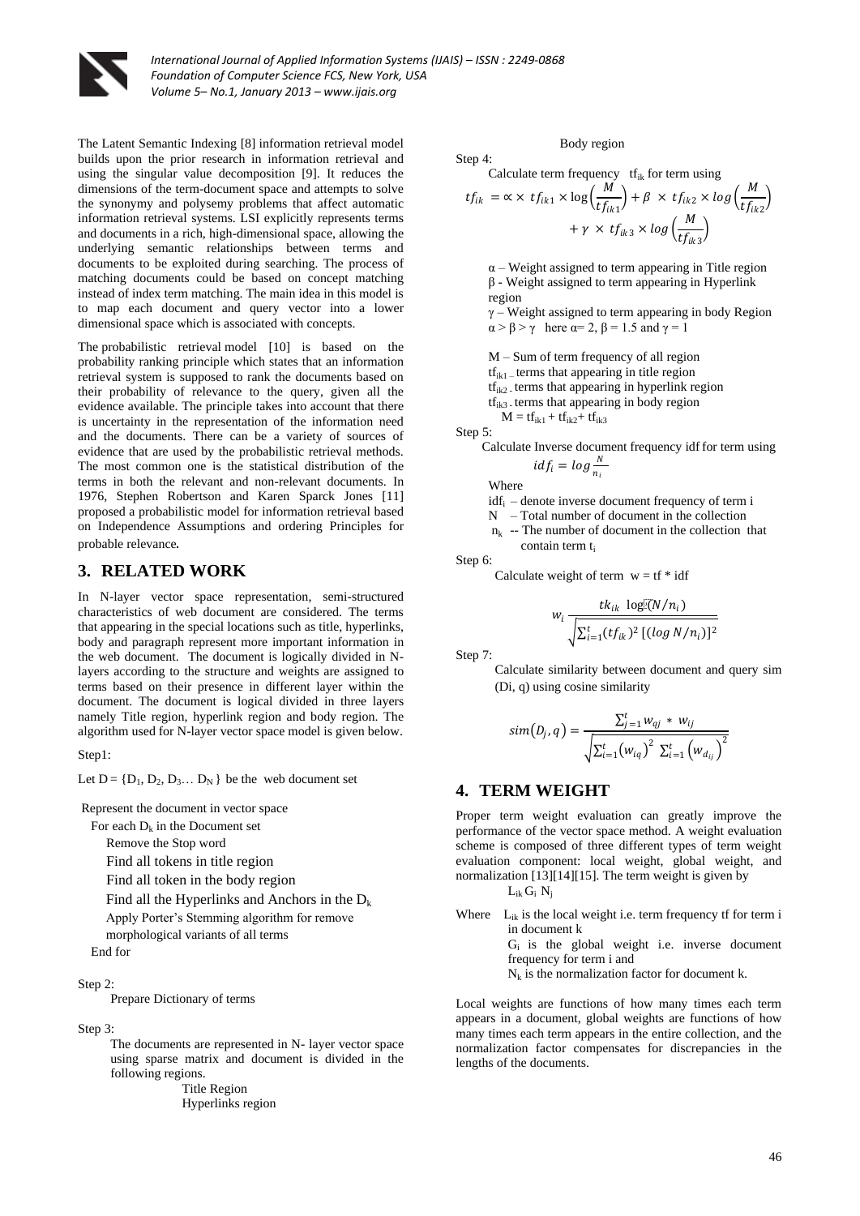The Latent Semantic Indexing [8] information retrieval model builds upon the prior research in information retrieval and using the singular value decomposition [9]. It reduces the dimensions of the term-document space and attempts to solve the synonymy and polysemy problems that affect automatic information retrieval systems. LSI explicitly represents terms and documents in a rich, high-dimensional space, allowing the underlying semantic relationships between terms and documents to be exploited during searching. The process of matching documents could be based on concept matching instead of index term matching. The main idea in this model is to map each document and query vector into a lower dimensional space which is associated with concepts.

The probabilistic retrieval model [10] is based on the probability ranking principle which states that an information retrieval system is supposed to rank the documents based on their probability of relevance to the query, given all the evidence available. The principle takes into account that there is uncertainty in the representation of the information need and the documents. There can be a variety of sources of evidence that are used by the probabilistic retrieval methods. The most common one is the statistical distribution of the terms in both the relevant and non-relevant documents. In 1976, Stephen Robertson and Karen Sparck Jones [11] proposed a probabilistic model for information retrieval based on Independence Assumptions and ordering Principles for probable relevance**.**

## 3. RELATED WORK

In N-layer vector space representation, semi-structured characteristics of web document are considered. The terms that appearing in the special locations such as title, hyperlinks, body and paragraph represent more important information in the web document. The document is logically divided in N-layers according to the structure and weights are assigned to terms based on their presence in different layer within the document. The document is logical divided in three layers namely Title region, hyperlink region and body region. The algorithm used for N-layer vector space model is given below.

Step1:

Let $D = \{D_1, D_2, D_3 \ldots D_N\}$ be the web document set

Represent the document in vector space

For each $D_k$ in the Document set

Remove the Stop word

Find all tokens in title region

Find all token in the body region

Find all the Hyperlinks and Anchors in the $D_k$

Apply Porter's Stemming algorithm for remove morphological variants of all terms

End for

Step 2:

Prepare Dictionary of terms

Step 3:

The documents are represented in N- layer vector space using sparse matrix and document is divided in the following regions.

Title Region

Hyperlinks region

Body region

Step 4:

Calculate term frequency $tf_{ik}$ for term using

$$tf_{ik} = \propto \times\ tf_{ik1} \times \log\left(\frac{M}{tf_{ik1}}\right) + \beta\ \times\ tf_{ik2} \times log\left(\frac{M}{tf_{ik2}}\right) + \gamma\ \times\ tf_{ik3} \times log\left(\frac{M}{tf_{ik3}}\right)$$

α – Weight assigned to term appearing in Title region

β - Weight assigned to term appearing in Hyperlink region

γ – Weight assigned to term appearing in body Region

$\alpha > \beta > \gamma$ here $\alpha = 2$, $\beta = 1.5$ and $\gamma = 1$

M – Sum of term frequency of all region

$tf_{ik1}$ – terms that appearing in title region

$tf_{ik2}$ - terms that appearing in hyperlink region

$tf_{ik3}$ - terms that appearing in body region

$M = tf_{ik1} + tf_{ik2} + tf_{ik3}$

Step 5:

Calculate Inverse document frequency idf for term using

$$idf_i = log\frac{N}{n_i}$$

Where

$idf_i$ – denote inverse document frequency of term i

N – Total number of document in the collection

$n_k$ -- The number of document in the collection that contain term $t_i$

Step 6:

Calculate weight of term w = tf * idf

$$w_i \frac{tk_{ik}\ \log(N/n_i)}{\sqrt{\sum_{i=1}^{t}(tf_{ik})^2\ [(log\ N/n_i)]^2}}$$

Step 7:

Calculate similarity between document and query sim (Di, q) using cosine similarity

$$sim(D_j, q) = \frac{\sum_{j=1}^{t} w_{qj}\ *\ w_{ij}}{\sqrt{\sum_{i=1}^{t}\left(w_{iq}\right)^2\ \sum_{i=1}^{t}\left(w_{d_{ij}}\right)^2}}$$

## 4. TERM WEIGHT

Proper term weight evaluation can greatly improve the performance of the vector space method. A weight evaluation scheme is composed of three different types of term weight evaluation component: local weight, global weight, and normalization [13][14][15]. The term weight is given by

$L_{ik}\, G_i\, N_j$

Where $L_{ik}$ is the local weight i.e. term frequency tf for term i in document k

$G_i$ is the global weight i.e. inverse document frequency for term i and

$N_k$ is the normalization factor for document k.

Local weights are functions of how many times each term appears in a document, global weights are functions of how many times each term appears in the entire collection, and the normalization factor compensates for discrepancies in the lengths of the documents.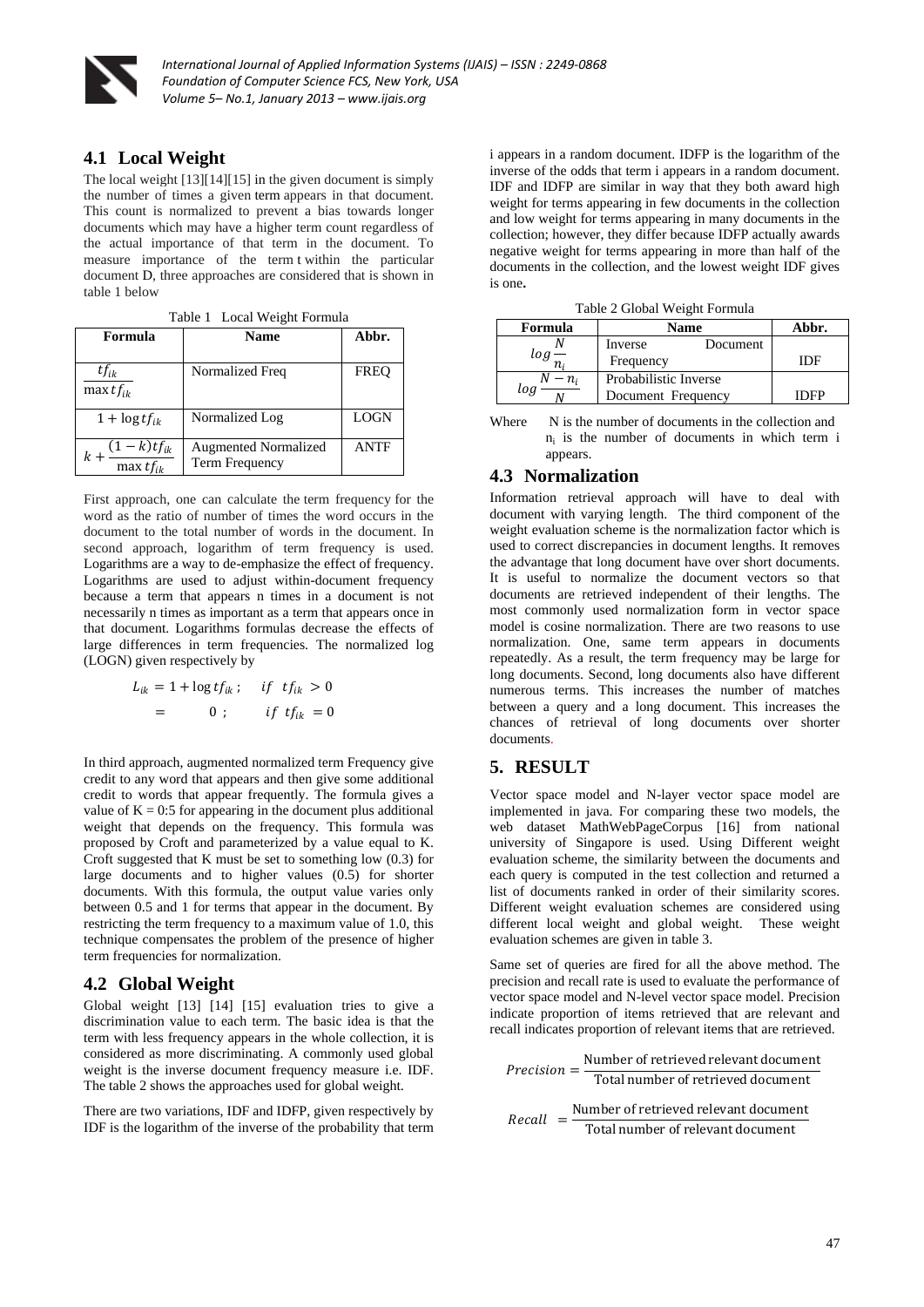## 4.1 Local Weight

The local weight [13][14][15] in the given document is simply the number of times a given term appears in that document. This count is normalized to prevent a bias towards longer documents which may have a higher term count regardless of the actual importance of that term in the document. To measure importance of the term t within the particular document D, three approaches are considered that is shown in table 1 below

Table 1 Local Weight Formula

| Formula | Name | Abbr. |
| --- | --- | --- |
| $\frac{tf_{ik}}{\max tf_{ik}}$ | Normalized Freq | FREQ |
| $1 + \log tf_{ik}$ | Normalized Log | LOGN |
| $k + \frac{(1-k)tf_{ik}}{\max tf_{ik}}$ | Augmented Normalized Term Frequency | ANTF |

First approach, one can calculate the term frequency for the word as the ratio of number of times the word occurs in the document to the total number of words in the document. In second approach, logarithm of term frequency is used. Logarithms are a way to de-emphasize the effect of frequency. Logarithms are used to adjust within-document frequency because a term that appears n times in a document is not necessarily n times as important as a term that appears once in that document. Logarithms formulas decrease the effects of large differences in term frequencies. The normalized log (LOGN) given respectively by

$$
\begin{aligned}
L_{ik} &= 1 + \log tf_{ik}\,; \quad if \;\; tf_{ik} > 0 \\
&= \quad\; 0\;; \qquad if \;\; tf_{ik} = 0
\end{aligned}
$$

In third approach, augmented normalized term Frequency give credit to any word that appears and then give some additional credit to words that appear frequently. The formula gives a value of K = 0:5 for appearing in the document plus additional weight that depends on the frequency. This formula was proposed by Croft and parameterized by a value equal to K. Croft suggested that K must be set to something low (0.3) for large documents and to higher values (0.5) for shorter documents. With this formula, the output value varies only between 0.5 and 1 for terms that appear in the document. By restricting the term frequency to a maximum value of 1.0, this technique compensates the problem of the presence of higher term frequencies for normalization.

## 4.2 Global Weight

Global weight [13] [14] [15] evaluation tries to give a discrimination value to each term. The basic idea is that the term with less frequency appears in the whole collection, it is considered as more discriminating. A commonly used global weight is the inverse document frequency measure i.e. IDF. The table 2 shows the approaches used for global weight.

There are two variations, IDF and IDFP, given respectively by IDF is the logarithm of the inverse of the probability that term i appears in a random document. IDFP is the logarithm of the inverse of the odds that term i appears in a random document. IDF and IDFP are similar in way that they both award high weight for terms appearing in few documents in the collection and low weight for terms appearing in many documents in the collection; however, they differ because IDFP actually awards negative weight for terms appearing in more than half of the documents in the collection, and the lowest weight IDF gives is one**.**

Table 2 Global Weight Formula

| Formula | Name | Abbr. |
| --- | --- | --- |
| $log\frac{N}{n_i}$ | Inverse Document Frequency | IDF |
| $log\frac{N-n_i}{N}$ | Probabilistic Inverse Document Frequency | IDFP |

Where N is the number of documents in the collection and $n_i$ is the number of documents in which term i appears.

## 4.3 Normalization

Information retrieval approach will have to deal with document with varying length. The third component of the weight evaluation scheme is the normalization factor which is used to correct discrepancies in document lengths. It removes the advantage that long document have over short documents. It is useful to normalize the document vectors so that documents are retrieved independent of their lengths. The most commonly used normalization form in vector space model is cosine normalization. There are two reasons to use normalization. One, same term appears in documents repeatedly. As a result, the term frequency may be large for long documents. Second, long documents also have different numerous terms. This increases the number of matches between a query and a long document. This increases the chances of retrieval of long documents over shorter documents.

# 5. RESULT

Vector space model and N-layer vector space model are implemented in java. For comparing these two models, the web dataset MathWebPageCorpus [16] from national university of Singapore is used. Using Different weight evaluation scheme, the similarity between the documents and each query is computed in the test collection and returned a list of documents ranked in order of their similarity scores. Different weight evaluation schemes are considered using different local weight and global weight. These weight evaluation schemes are given in table 3.

Same set of queries are fired for all the above method. The precision and recall rate is used to evaluate the performance of vector space model and N-level vector space model. Precision indicate proportion of items retrieved that are relevant and recall indicates proportion of relevant items that are retrieved.

$$
Precision = \frac{\text{Number of retrieved relevant document}}{\text{Total number of retrieved document}}
$$

$$
Recall = \frac{\text{Number of retrieved relevant document}}{\text{Total number of relevant document}}
$$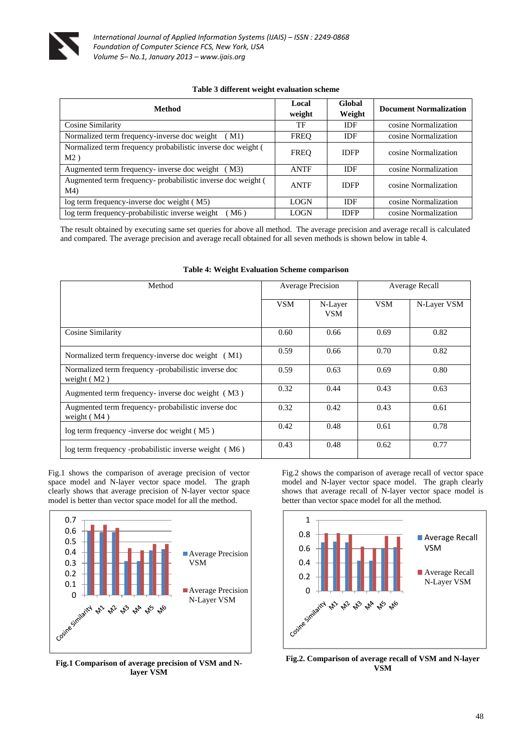**Table 3 different weight evaluation scheme**

| Method | Local weight | Global Weight | Document Normalization |
|---|---|---|---|
| Cosine Similarity | TF | IDF | cosine Normalization |
| Normalized term frequency-inverse doc weight ( M1) | FREQ | IDF | cosine Normalization |
| Normalized term frequency probabilistic inverse doc weight ( M2 ) | FREQ | IDFP | cosine Normalization |
| Augmented term frequency- inverse doc weight ( M3) | ANTF | IDF | cosine Normalization |
| Augmented term frequency- probabilistic inverse doc weight ( M4) | ANTF | IDFP | cosine Normalization |
| log term frequency-inverse doc weight ( M5) | LOGN | IDF | cosine Normalization |
| log term frequency-probabilistic inverse weight ( M6 ) | LOGN | IDFP | cosine Normalization |

The result obtained by executing same set queries for above all method. The average precision and average recall is calculated and compared. The average precision and average recall obtained for all seven methods is shown below in table 4.

**Table 4: Weight Evaluation Scheme comparison**

| Method | Average Precision | | Average Recall | |
|---|---|---|---|---|
| | VSM | N-Layer VSM | VSM | N-Layer VSM |
| Cosine Similarity | 0.60 | 0.66 | 0.69 | 0.82 |
| Normalized term frequency-inverse doc weight ( M1) | 0.59 | 0.66 | 0.70 | 0.82 |
| Normalized term frequency -probabilistic inverse doc weight ( M2 ) | 0.59 | 0.63 | 0.69 | 0.80 |
| Augmented term frequency- inverse doc weight ( M3 ) | 0.32 | 0.44 | 0.43 | 0.63 |
| Augmented term frequency- probabilistic inverse doc weight ( M4 ) | 0.32 | 0.42 | 0.43 | 0.61 |
| log term frequency -inverse doc weight ( M5 ) | 0.42 | 0.48 | 0.61 | 0.78 |
| log term frequency -probabilistic inverse weight ( M6 ) | 0.43 | 0.48 | 0.62 | 0.77 |

Fig.1 shows the comparison of average precision of vector space model and N-layer vector space model. The graph clearly shows that average precision of N-layer vector space model is better than vector space model for all the method.

**Fig.1 Comparison of average precision of VSM and N-layer VSM**

Fig.2 shows the comparison of average recall of vector space model and N-layer vector space model. The graph clearly shows that average recall of N-layer vector space model is better than vector space model for all the method.

**Fig.2. Comparison of average recall of VSM and N-layer VSM**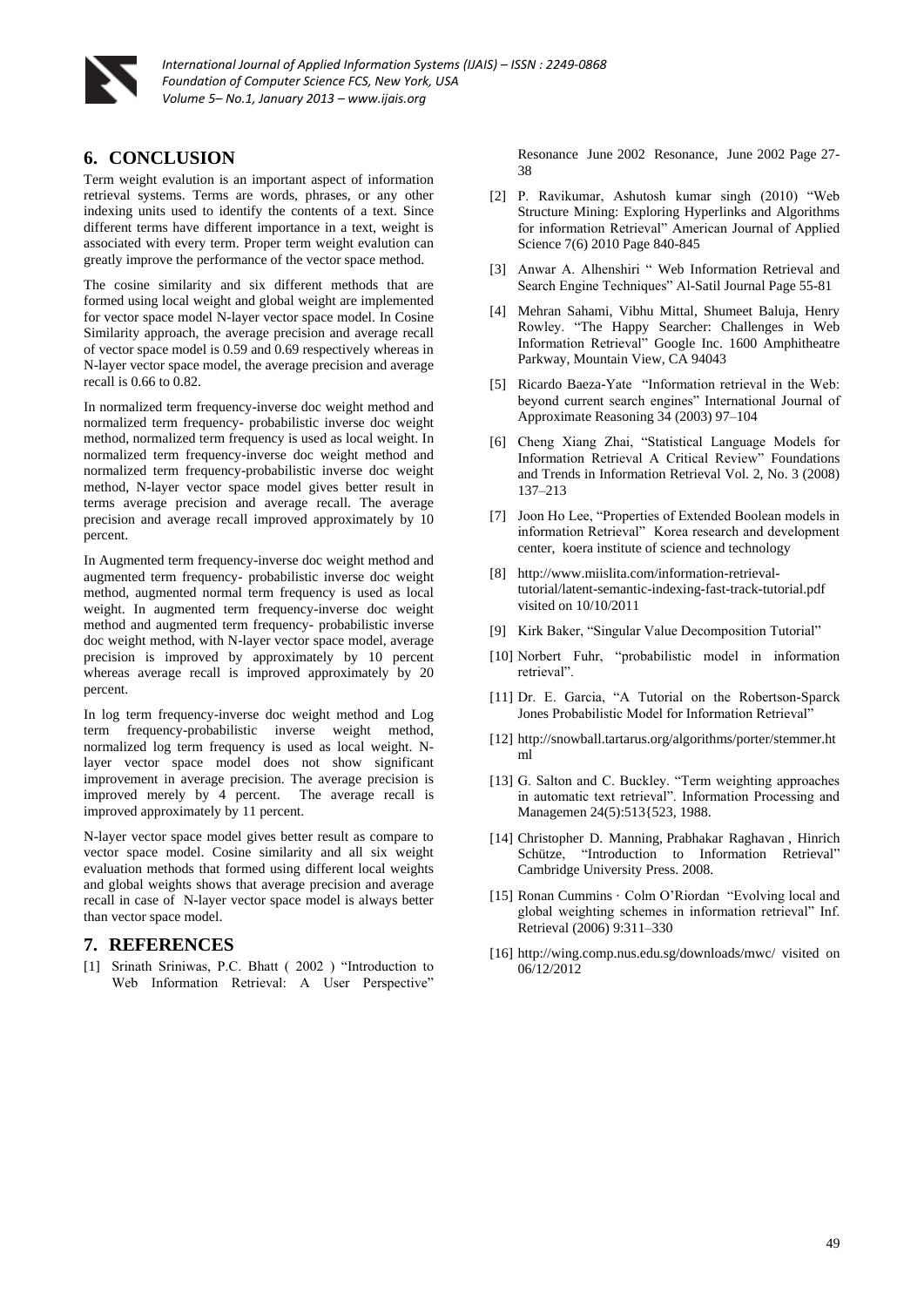## 6. CONCLUSION

Term weight evalution is an important aspect of information retrieval systems. Terms are words, phrases, or any other indexing units used to identify the contents of a text. Since different terms have different importance in a text, weight is associated with every term. Proper term weight evalution can greatly improve the performance of the vector space method.

The cosine similarity and six different methods that are formed using local weight and global weight are implemented for vector space model N-layer vector space model. In Cosine Similarity approach, the average precision and average recall of vector space model is 0.59 and 0.69 respectively whereas in N-layer vector space model, the average precision and average recall is 0.66 to 0.82.

In normalized term frequency-inverse doc weight method and normalized term frequency- probabilistic inverse doc weight method, normalized term frequency is used as local weight. In normalized term frequency-inverse doc weight method and normalized term frequency-probabilistic inverse doc weight method, N-layer vector space model gives better result in terms average precision and average recall. The average precision and average recall improved approximately by 10 percent.

In Augmented term frequency-inverse doc weight method and augmented term frequency- probabilistic inverse doc weight method, augmented normal term frequency is used as local weight. In augmented term frequency-inverse doc weight method and augmented term frequency- probabilistic inverse doc weight method, with N-layer vector space model, average precision is improved by approximately by 10 percent whereas average recall is improved approximately by 20 percent.

In log term frequency-inverse doc weight method and Log term frequency-probabilistic inverse weight method, normalized log term frequency is used as local weight. N-layer vector space model does not show significant improvement in average precision. The average precision is improved merely by 4 percent. The average recall is improved approximately by 11 percent.

N-layer vector space model gives better result as compare to vector space model. Cosine similarity and all six weight evaluation methods that formed using different local weights and global weights shows that average precision and average recall in case of N-layer vector space model is always better than vector space model.

## 7. REFERENCES

[1] Srinath Sriniwas, P.C. Bhatt ( 2002 ) "Introduction to Web Information Retrieval: A User Perspective" Resonance June 2002 Resonance, June 2002 Page 27-38

[2] P. Ravikumar, Ashutosh kumar singh (2010) "Web Structure Mining: Exploring Hyperlinks and Algorithms for information Retrieval" American Journal of Applied Science 7(6) 2010 Page 840-845

[3] Anwar A. Alhenshiri " Web Information Retrieval and Search Engine Techniques" Al-Satil Journal Page 55-81

[4] Mehran Sahami, Vibhu Mittal, Shumeet Baluja, Henry Rowley. "The Happy Searcher: Challenges in Web Information Retrieval" Google Inc. 1600 Amphitheatre Parkway, Mountain View, CA 94043

[5] Ricardo Baeza-Yate "Information retrieval in the Web: beyond current search engines" International Journal of Approximate Reasoning 34 (2003) 97–104

[6] Cheng Xiang Zhai, "Statistical Language Models for Information Retrieval A Critical Review" Foundations and Trends in Information Retrieval Vol. 2, No. 3 (2008) 137–213

[7] Joon Ho Lee, "Properties of Extended Boolean models in information Retrieval" Korea research and development center, koera institute of science and technology

[8] http://www.miislita.com/information-retrieval-tutorial/latent-semantic-indexing-fast-track-tutorial.pdf visited on 10/10/2011

[9] Kirk Baker, "Singular Value Decomposition Tutorial"

[10] Norbert Fuhr, "probabilistic model in information retrieval".

[11] Dr. E. Garcia, "A Tutorial on the Robertson-Sparck Jones Probabilistic Model for Information Retrieval"

[12] http://snowball.tartarus.org/algorithms/porter/stemmer.html

[13] G. Salton and C. Buckley. "Term weighting approaches in automatic text retrieval". Information Processing and Managemen 24(5):513{523, 1988.

[14] Christopher D. Manning, Prabhakar Raghavan , Hinrich Schütze, "Introduction to Information Retrieval" Cambridge University Press. 2008.

[15] Ronan Cummins · Colm O'Riordan "Evolving local and global weighting schemes in information retrieval" Inf. Retrieval (2006) 9:311–330

[16] http://wing.comp.nus.edu.sg/downloads/mwc/ visited on 06/12/2012